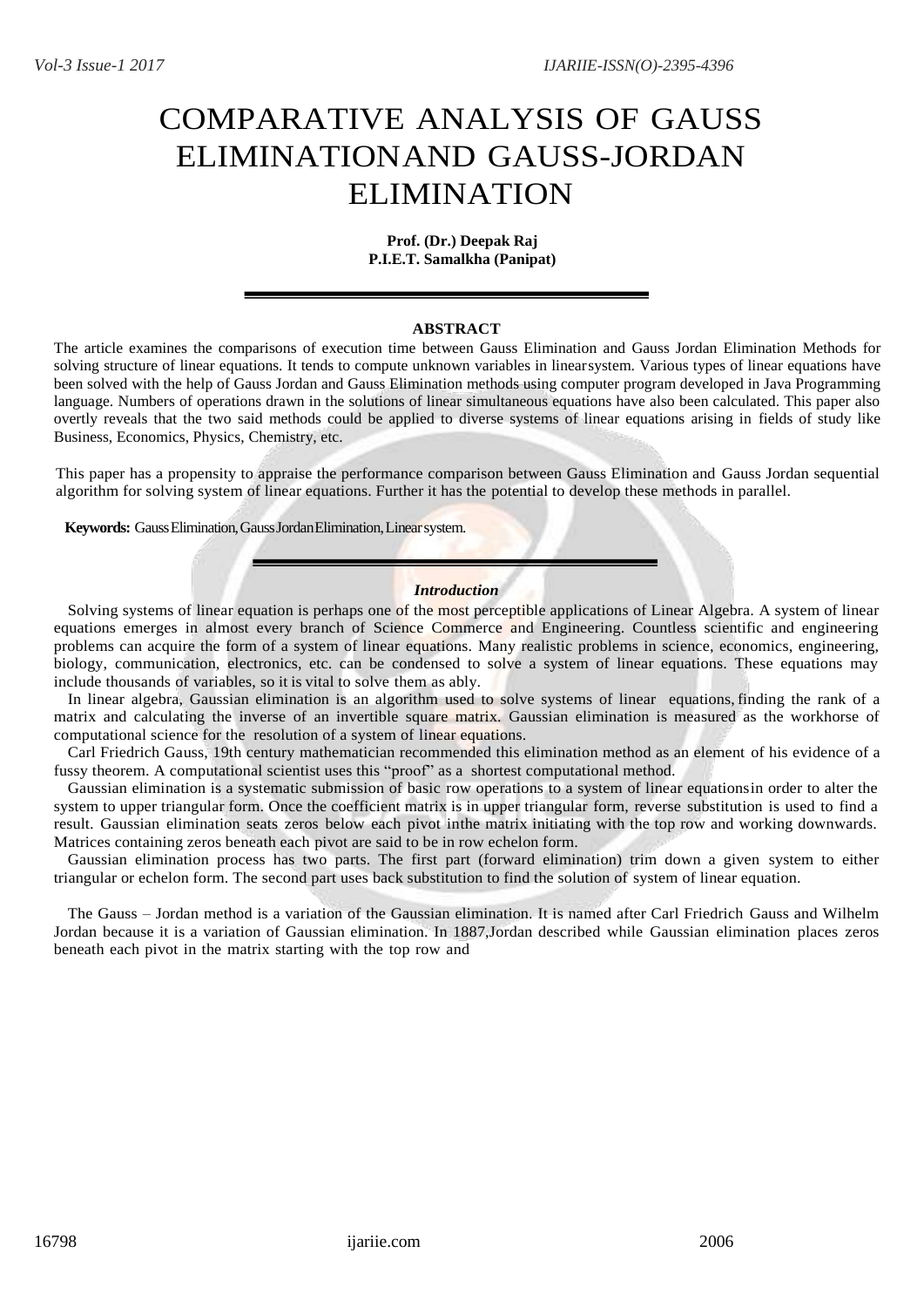# COMPARATIVE ANALYSIS OF GAUSS ELIMINATIONAND GAUSS-JORDAN ELIMINATION

**Prof. (Dr.) Deepak Raj**
**P.I.E.T. Samalkha (Panipat)**

### ABSTRACT

The article examines the comparisons of execution time between Gauss Elimination and Gauss Jordan Elimination Methods for solving structure of linear equations. It tends to compute unknown variables in linearsystem. Various types of linear equations have been solved with the help of Gauss Jordan and Gauss Elimination methods using computer program developed in Java Programming language. Numbers of operations drawn in the solutions of linear simultaneous equations have also been calculated. This paper also overtly reveals that the two said methods could be applied to diverse systems of linear equations arising in fields of study like Business, Economics, Physics, Chemistry, etc.

This paper has a propensity to appraise the performance comparison between Gauss Elimination and Gauss Jordan sequential algorithm for solving system of linear equations. Further it has the potential to develop these methods in parallel.

**Keywords:** GaussElimination, GaussJordanElimination, Linearsystem.

### *Introduction*

Solving systems of linear equation is perhaps one of the most perceptible applications of Linear Algebra. A system of linear equations emerges in almost every branch of Science Commerce and Engineering. Countless scientific and engineering problems can acquire the form of a system of linear equations. Many realistic problems in science, economics, engineering, biology, communication, electronics, etc. can be condensed to solve a system of linear equations. These equations may include thousands of variables, so it is vital to solve them as ably.

In linear algebra, Gaussian elimination is an algorithm used to solve systems of linear equations, finding the rank of a matrix and calculating the inverse of an invertible square matrix. Gaussian elimination is measured as the workhorse of computational science for the resolution of a system of linear equations.

Carl Friedrich Gauss, 19th century mathematician recommended this elimination method as an element of his evidence of a fussy theorem. A computational scientist uses this "proof" as a shortest computational method.

Gaussian elimination is a systematic submission of basic row operations to a system of linear equationsin order to alter the system to upper triangular form. Once the coefficient matrix is in upper triangular form, reverse substitution is used to find a result. Gaussian elimination seats zeros below each pivot inthe matrix initiating with the top row and working downwards. Matrices containing zeros beneath each pivot are said to be in row echelon form.

Gaussian elimination process has two parts. The first part (forward elimination) trim down a given system to either triangular or echelon form. The second part uses back substitution to find the solution of system of linear equation.

The Gauss – Jordan method is a variation of the Gaussian elimination. It is named after Carl Friedrich Gauss and Wilhelm Jordan because it is a variation of Gaussian elimination. In 1887,Jordan described while Gaussian elimination places zeros beneath each pivot in the matrix starting with the top row and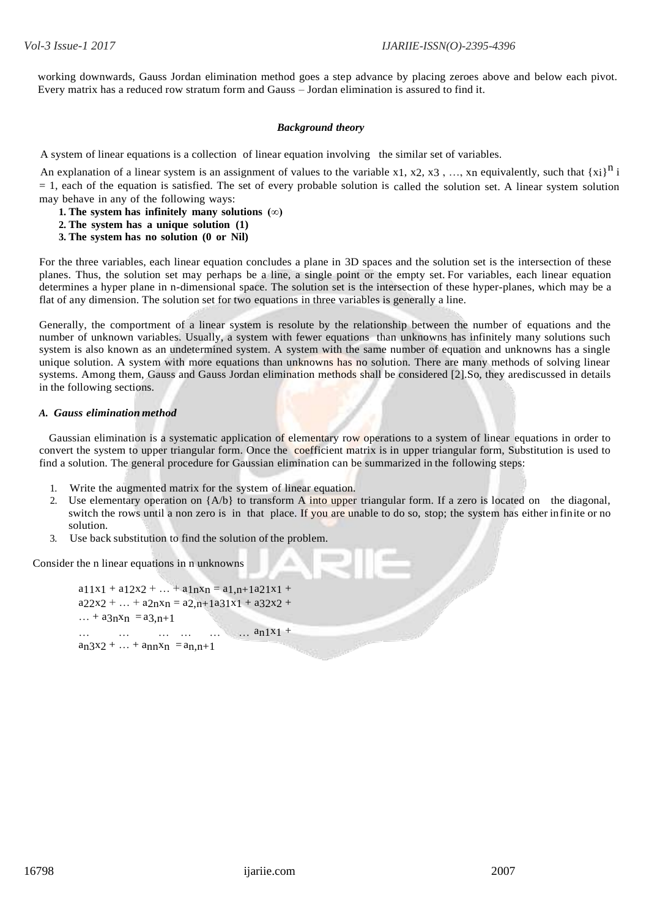working downwards, Gauss Jordan elimination method goes a step advance by placing zeroes above and below each pivot. Every matrix has a reduced row stratum form and Gauss – Jordan elimination is assured to find it.

### *Background theory*

A system of linear equations is a collection of linear equation involving the similar set of variables.

An explanation of a linear system is an assignment of values to the variable $x_1, x_2, x_3, \ldots, x_n$ equivalently, such that $\{x_i\}^n{}_{i=1}$, each of the equation is satisfied. The set of every probable solution is called the solution set. A linear system solution may behave in any of the following ways:

1. **The system has infinitely many solutions (∞)**
2. **The system has a unique solution (1)**
3. **The system has no solution (0 or Nil)**

For the three variables, each linear equation concludes a plane in 3D spaces and the solution set is the intersection of these planes. Thus, the solution set may perhaps be a line, a single point or the empty set. For variables, each linear equation determines a hyper plane in n-dimensional space. The solution set is the intersection of these hyper-planes, which may be a flat of any dimension. The solution set for two equations in three variables is generally a line.

Generally, the comportment of a linear system is resolute by the relationship between the number of equations and the number of unknown variables. Usually, a system with fewer equations than unknowns has infinitely many solutions such system is also known as an undetermined system. A system with the same number of equation and unknowns has a single unique solution. A system with more equations than unknowns has no solution. There are many methods of solving linear systems. Among them, Gauss and Gauss Jordan elimination methods shall be considered [2].So, they arediscussed in details in the following sections.

#### *A. Gauss elimination method*

Gaussian elimination is a systematic application of elementary row operations to a system of linear equations in order to convert the system to upper triangular form. Once the coefficient matrix is in upper triangular form, Substitution is used to find a solution. The general procedure for Gaussian elimination can be summarized in the following steps:

1. Write the augmented matrix for the system of linear equation.
2. Use elementary operation on {A/b} to transform A into upper triangular form. If a zero is located on the diagonal, switch the rows until a non zero is in that place. If you are unable to do so, stop; the system has either infinite or no solution.
3. Use back substitution to find the solution of the problem.

Consider the n linear equations in n unknowns

$$a_{11}x_1 + a_{12}x_2 + \ldots + a_{1n}x_n = a_{1,n+1}$$
$$a_{21}x_1 + a_{22}x_2 + \ldots + a_{2n}x_n = a_{2,n+1}$$
$$a_{31}x_1 + a_{32}x_2 + \ldots + a_{3n}x_n = a_{3,n+1}$$
$$\ldots \quad \ldots \quad \ldots \quad \ldots \quad \ldots \quad \ldots$$
$$a_{n1}x_1 + a_{n3}x_2 + \ldots + a_{nn}x_n = a_{n,n+1}$$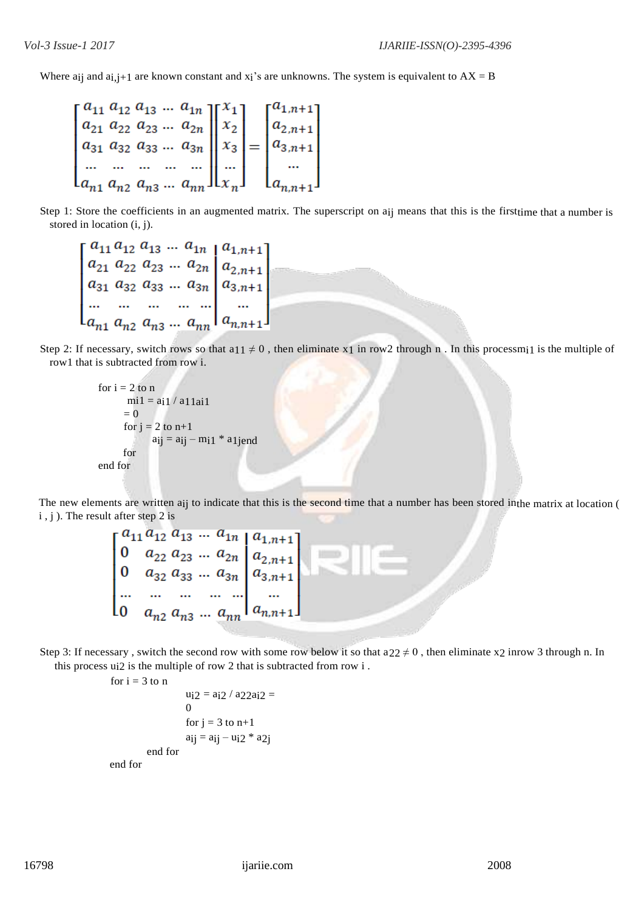Where $a_{ij}$ and $a_{i,j+1}$ are known constant and $x_i$'s are unknowns. The system is equivalent to AX = B

$$\begin{bmatrix} a_{11} & a_{12} & a_{13} & \dots & a_{1n} \\ a_{21} & a_{22} & a_{23} & \dots & a_{2n} \\ a_{31} & a_{32} & a_{33} & \dots & a_{3n} \\ \dots & \dots & \dots & \dots & \dots \\ a_{n1} & a_{n2} & a_{n3} & \dots & a_{nn} \end{bmatrix} \begin{bmatrix} x_1 \\ x_2 \\ x_3 \\ \dots \\ x_n \end{bmatrix} = \begin{bmatrix} a_{1,n+1} \\ a_{2,n+1} \\ a_{3,n+1} \\ \dots \\ a_{n,n+1} \end{bmatrix}$$

Step 1: Store the coefficients in an augmented matrix. The superscript on $a_{ij}$ means that this is the first time that a number is stored in location (i, j).

$$\left[\begin{array}{ccccc|c} a_{11} & a_{12} & a_{13} & \dots & a_{1n} & a_{1,n+1} \\ a_{21} & a_{22} & a_{23} & \dots & a_{2n} & a_{2,n+1} \\ a_{31} & a_{32} & a_{33} & \dots & a_{3n} & a_{3,n+1} \\ \dots & \dots & \dots & \dots & \dots & \dots \\ a_{n1} & a_{n2} & a_{n3} & \dots & a_{nn} & a_{n,n+1} \end{array}\right]$$

Step 2: If necessary, switch rows so that $a_{11} \neq 0$ , then eliminate $x_1$ in row2 through n . In this process $m_{i1}$ is the multiple of row1 that is subtracted from row i.

```
for i = 2 to n
      mi1 = ai1 / a11ai1
     = 0
     for j = 2 to n+1
           aij = aij – mi1 * a1jend
     for
end for
```

The new elements are written $a_{ij}$ to indicate that this is the second time that a number has been stored in the matrix at location ( i , j ). The result after step 2 is

$$\left[\begin{array}{ccccc|c} a_{11} & a_{12} & a_{13} & \dots & a_{1n} & a_{1,n+1} \\ 0 & a_{22} & a_{23} & \dots & a_{2n} & a_{2,n+1} \\ 0 & a_{32} & a_{33} & \dots & a_{3n} & a_{3,n+1} \\ \dots & \dots & \dots & \dots & \dots & \dots \\ 0 & a_{n2} & a_{n3} & \dots & a_{nn} & a_{n,n+1} \end{array}\right]$$

Step 3: If necessary , switch the second row with some row below it so that $a_{22} \neq 0$ , then eliminate $x_2$ inrow 3 through n. In this process $u_{i2}$ is the multiple of row 2 that is subtracted from row i .

```
for i = 3 to n
                ui2 = ai2 / a22ai2 =
                0
                for j = 3 to n+1
                aij = aij – ui2 * a2j
        end for
end for
```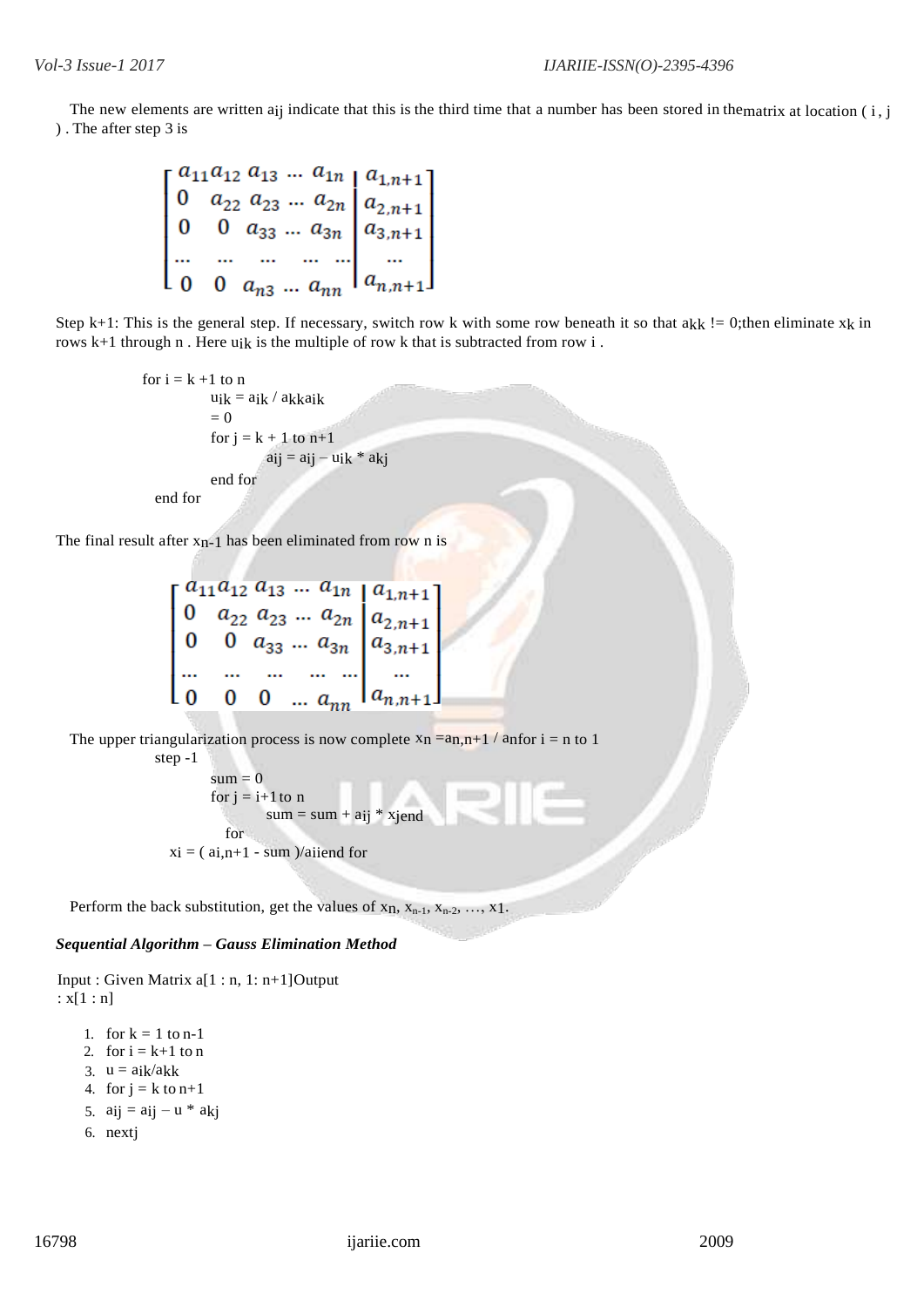The new elements are written $a_{ij}$ indicate that this is the third time that a number has been stored in thematrix at location ( i , j ) . The after step 3 is

$$\left[\begin{array}{ccccc|c} a_{11} & a_{12} & a_{13} & \dots & a_{1n} & a_{1,n+1} \\ 0 & a_{22} & a_{23} & \dots & a_{2n} & a_{2,n+1} \\ 0 & 0 & a_{33} & \dots & a_{3n} & a_{3,n+1} \\ \dots & \dots & \dots & \dots & \dots & \dots \\ 0 & 0 & a_{n3} & \dots & a_{nn} & a_{n,n+1} \end{array}\right]$$

Step k+1: This is the general step. If necessary, switch row k with some row beneath it so that $a_{kk}$ != 0;then eliminate $x_k$ in rows k+1 through n . Here $u_{ik}$ is the multiple of row k that is subtracted from row i .

```
for i = k +1 to n
        uik = aik / akkaik
        = 0
        for j = k + 1 to n+1
                aij = aij – uik * akj
        end for
 end for
```

The final result after $x_{n-1}$ has been eliminated from row n is

$$\left[\begin{array}{ccccc|c} a_{11} & a_{12} & a_{13} & \dots & a_{1n} & a_{1,n+1} \\ 0 & a_{22} & a_{23} & \dots & a_{2n} & a_{2,n+1} \\ 0 & 0 & a_{33} & \dots & a_{3n} & a_{3,n+1} \\ \dots & \dots & \dots & \dots & \dots & \dots \\ 0 & 0 & 0 & \dots & a_{nn} & a_{n,n+1} \end{array}\right]$$

The upper triangularization process is now complete $x_n = a_{n,n+1} / a_{nn}$for i = n to 1

```
    step -1
        sum = 0
        for j = i+1to n
                sum = sum + aij * xjend
          for
  xi = ( ai,n+1 - sum )/aiiend for
```

Perform the back substitution, get the values of $x_n$, $x_{n-1}$, $x_{n-2}$, …, $x_1$.

***Sequential Algorithm – Gauss Elimination Method***

Input : Given Matrix a[1 : n, 1: n+1]Output : x[1 : n]

1. for k = 1 to n-1
2. for i = k+1 to n
3. u = aik/akk
4. for j = k to n+1
5. aij = aij – u * akj
6. nextj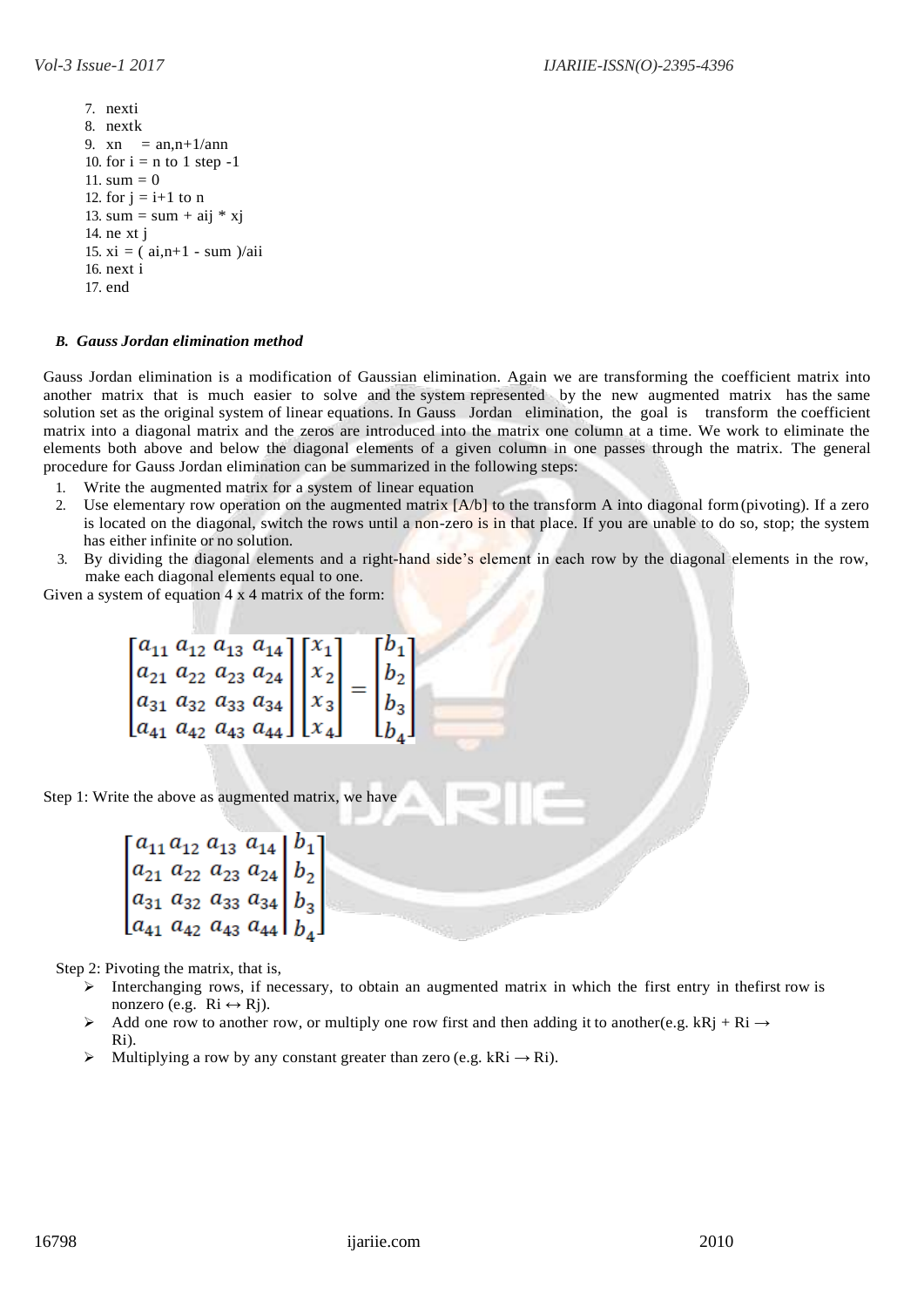7. nexti
8. nextk
9. xn = an,n+1/ann
10. for i = n to 1 step -1
11. sum = 0
12. for j = i+1 to n
13. sum = sum + aij * xj
14. ne xt j
15. xi = ( ai,n+1 - sum )/aii
16. next i
17. end

### *B. Gauss Jordan elimination method*

Gauss Jordan elimination is a modification of Gaussian elimination. Again we are transforming the coefficient matrix into another matrix that is much easier to solve and the system represented by the new augmented matrix has the same solution set as the original system of linear equations. In Gauss Jordan elimination, the goal is transform the coefficient matrix into a diagonal matrix and the zeros are introduced into the matrix one column at a time. We work to eliminate the elements both above and below the diagonal elements of a given column in one passes through the matrix. The general procedure for Gauss Jordan elimination can be summarized in the following steps:

1. Write the augmented matrix for a system of linear equation
2. Use elementary row operation on the augmented matrix [A/b] to the transform A into diagonal form (pivoting). If a zero is located on the diagonal, switch the rows until a non-zero is in that place. If you are unable to do so, stop; the system has either infinite or no solution.
3. By dividing the diagonal elements and a right-hand side's element in each row by the diagonal elements in the row, make each diagonal elements equal to one.

Given a system of equation 4 x 4 matrix of the form:

$$\begin{bmatrix} a_{11} & a_{12} & a_{13} & a_{14} \\ a_{21} & a_{22} & a_{23} & a_{24} \\ a_{31} & a_{32} & a_{33} & a_{34} \\ a_{41} & a_{42} & a_{43} & a_{44} \end{bmatrix} \begin{bmatrix} x_1 \\ x_2 \\ x_3 \\ x_4 \end{bmatrix} = \begin{bmatrix} b_1 \\ b_2 \\ b_3 \\ b_4 \end{bmatrix}$$

Step 1: Write the above as augmented matrix, we have

$$\left[\begin{array}{cccc|c} a_{11} & a_{12} & a_{13} & a_{14} & b_1 \\ a_{21} & a_{22} & a_{23} & a_{24} & b_2 \\ a_{31} & a_{32} & a_{33} & a_{34} & b_3 \\ a_{41} & a_{42} & a_{43} & a_{44} & b_4 \end{array}\right]$$

Step 2: Pivoting the matrix, that is,

- Interchanging rows, if necessary, to obtain an augmented matrix in which the first entry in thefirst row is nonzero (e.g. $R_i \leftrightarrow R_j$).
- Add one row to another row, or multiply one row first and then adding it to another(e.g. $kR_j + R_i \rightarrow R_i$).
- Multiplying a row by any constant greater than zero (e.g. $kR_i \rightarrow R_i$).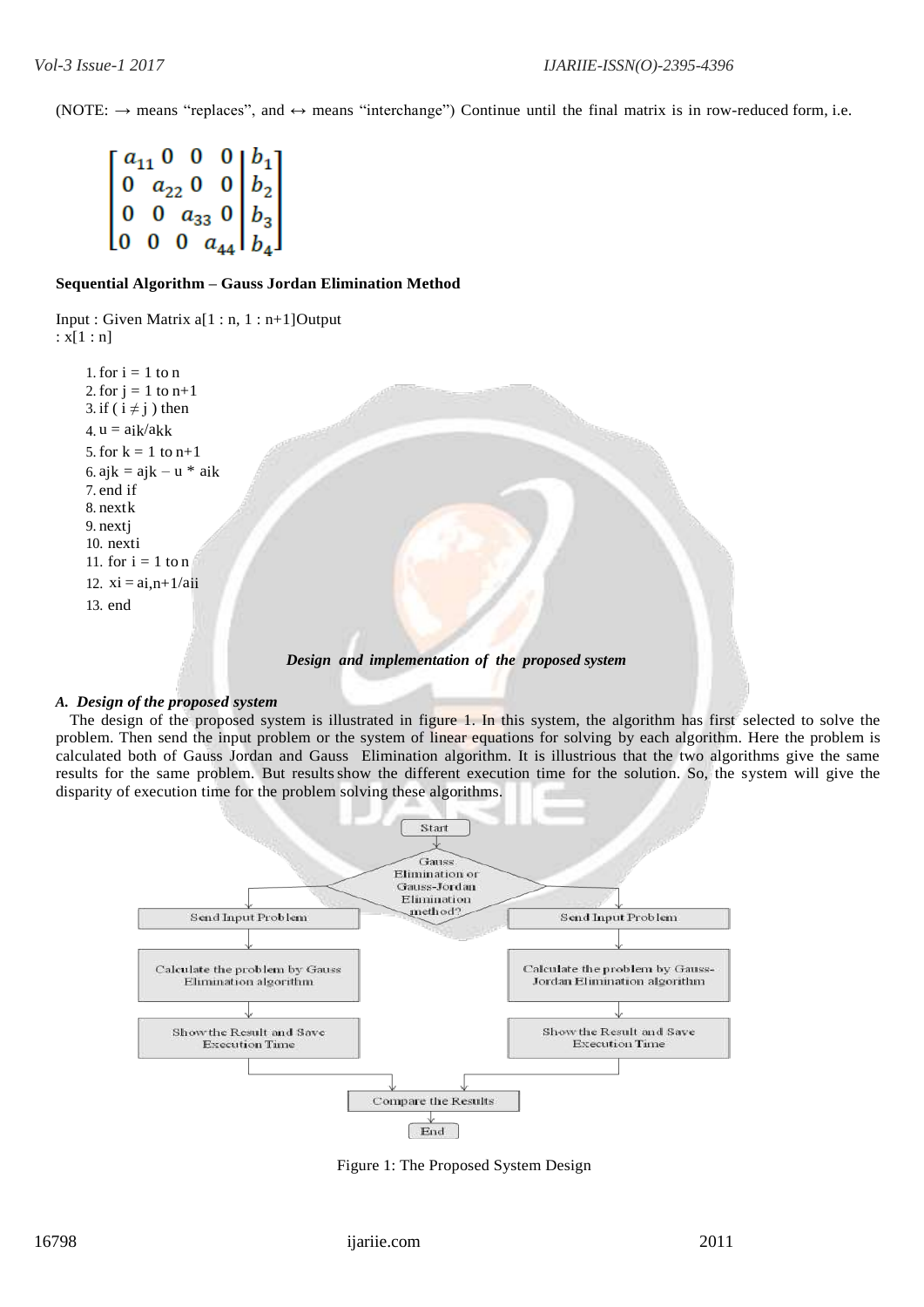(NOTE: → means "replaces", and ↔ means "interchange") Continue until the final matrix is in row-reduced form, i.e.

$$\left[\begin{array}{cccc|c} a_{11} & 0 & 0 & 0 & b_1 \\ 0 & a_{22} & 0 & 0 & b_2 \\ 0 & 0 & a_{33} & 0 & b_3 \\ 0 & 0 & 0 & a_{44} & b_4 \end{array}\right]$$

**Sequential Algorithm – Gauss Jordan Elimination Method**

Input : Given Matrix a[1 : n, 1 : n+1]Output : x[1 : n]

1. for i = 1 to n
2. for j = 1 to n+1
3. if ( i ≠ j ) then
4. u = aik/akk
5. for k = 1 to n+1
6. ajk = ajk – u * aik
7. end if
8. nextk
9. nextj
10. nexti
11. for i = 1 to n
12. xi = ai,n+1/aii
13. end

***Design and implementation of the proposed system***

### *A. Design of the proposed system*

The design of the proposed system is illustrated in figure 1. In this system, the algorithm has first selected to solve the problem. Then send the input problem or the system of linear equations for solving by each algorithm. Here the problem is calculated both of Gauss Jordan and Gauss Elimination algorithm. It is illustrious that the two algorithms give the same results for the same problem. But results show the different execution time for the solution. So, the system will give the disparity of execution time for the problem solving these algorithms.

Start → Gauss Elimination or Gauss-Jordan Elimination method?

- Send Input Problem → Calculate the problem by Gauss Elimination algorithm → Show the Result and Save Execution Time
- Send Input Problem → Calculate the problem by Gauss-Jordan Elimination algorithm → Show the Result and Save Execution Time

→ Compare the Results → End

Figure 1: The Proposed System Design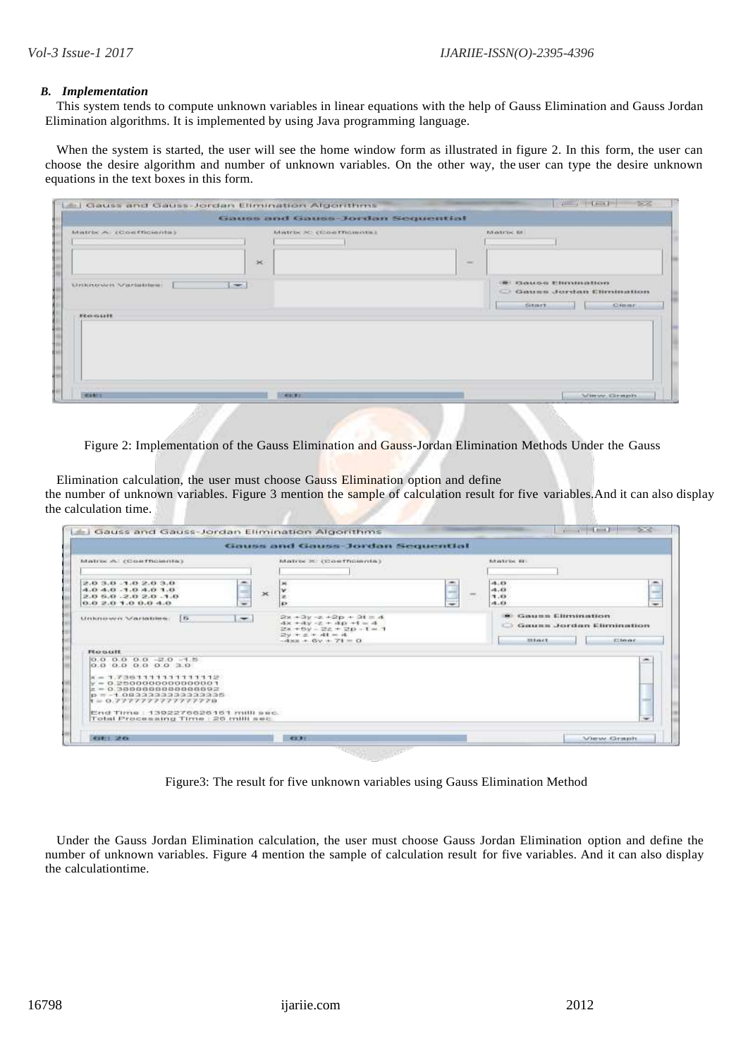### B. *Implementation*

This system tends to compute unknown variables in linear equations with the help of Gauss Elimination and Gauss Jordan Elimination algorithms. It is implemented by using Java programming language.

When the system is started, the user will see the home window form as illustrated in figure 2. In this form, the user can choose the desire algorithm and number of unknown variables. On the other way, the user can type the desire unknown equations in the text boxes in this form.

Figure 2: Implementation of the Gauss Elimination and Gauss-Jordan Elimination Methods Under the Gauss

Elimination calculation, the user must choose Gauss Elimination option and define the number of unknown variables. Figure 3 mention the sample of calculation result for five variables.And it can also display the calculation time.

Figure3: The result for five unknown variables using Gauss Elimination Method

Under the Gauss Jordan Elimination calculation, the user must choose Gauss Jordan Elimination option and define the number of unknown variables. Figure 4 mention the sample of calculation result for five variables. And it can also display the calculationtime.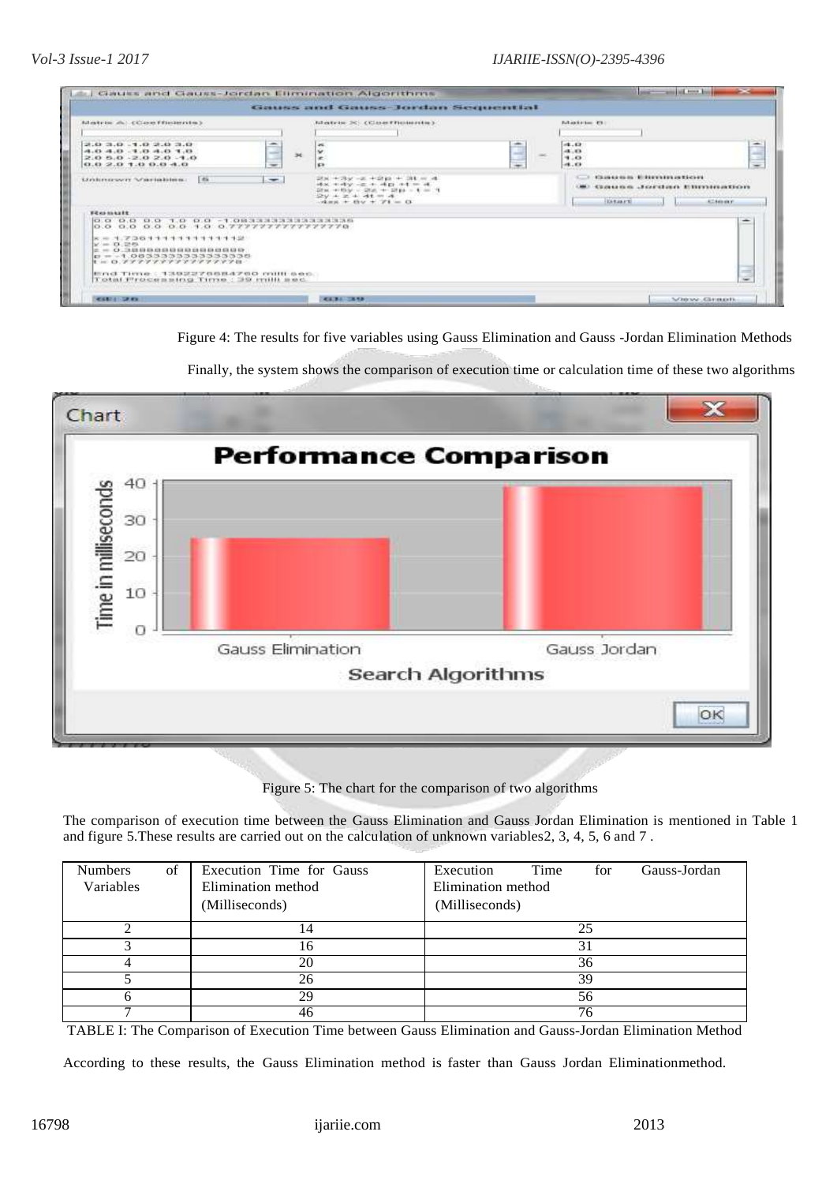Figure 4: The results for five variables using Gauss Elimination and Gauss -Jordan Elimination Methods

Finally, the system shows the comparison of execution time or calculation time of these two algorithms

Figure 5: The chart for the comparison of two algorithms

The comparison of execution time between the Gauss Elimination and Gauss Jordan Elimination is mentioned in Table 1 and figure 5.These results are carried out on the calculation of unknown variables2, 3, 4, 5, 6 and 7 .

| Numbers of Variables | Execution Time for Gauss Elimination method (Milliseconds) | Execution Time for Gauss-Jordan Elimination method (Milliseconds) |
|---|---|---|
| 2 | 14 | 25 |
| 3 | 16 | 31 |
| 4 | 20 | 36 |
| 5 | 26 | 39 |
| 6 | 29 | 56 |
| 7 | 46 | 76 |

TABLE I: The Comparison of Execution Time between Gauss Elimination and Gauss-Jordan Elimination Method

According to these results, the Gauss Elimination method is faster than Gauss Jordan Eliminationmethod.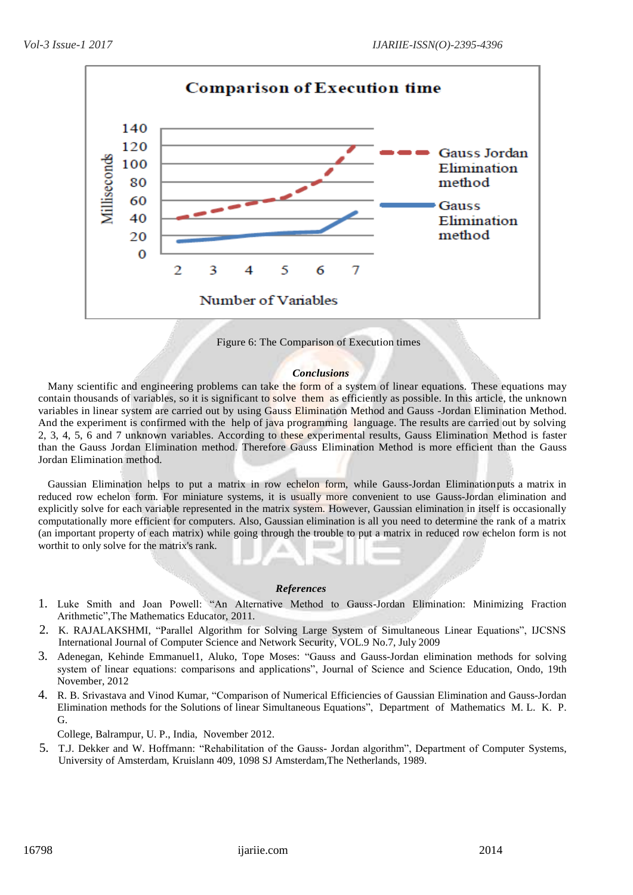Comparison of Execution time

Milliseconds

140
120
100
80
60
40
20
0

2 3 4 5 6 7

Number of Variables

Gauss Jordan Elimination method

Gauss Elimination method

Figure 6: The Comparison of Execution times

## *Conclusions*

Many scientific and engineering problems can take the form of a system of linear equations. These equations may contain thousands of variables, so it is significant to solve them as efficiently as possible. In this article, the unknown variables in linear system are carried out by using Gauss Elimination Method and Gauss -Jordan Elimination Method. And the experiment is confirmed with the help of java programming language. The results are carried out by solving 2, 3, 4, 5, 6 and 7 unknown variables. According to these experimental results, Gauss Elimination Method is faster than the Gauss Jordan Elimination method. Therefore Gauss Elimination Method is more efficient than the Gauss Jordan Elimination method.

Gaussian Elimination helps to put a matrix in row echelon form, while Gauss-Jordan Eliminationputs a matrix in reduced row echelon form. For miniature systems, it is usually more convenient to use Gauss-Jordan elimination and explicitly solve for each variable represented in the matrix system. However, Gaussian elimination in itself is occasionally computationally more efficient for computers. Also, Gaussian elimination is all you need to determine the rank of a matrix (an important property of each matrix) while going through the trouble to put a matrix in reduced row echelon form is not worthit to only solve for the matrix's rank.

## *References*

1. Luke Smith and Joan Powell: "An Alternative Method to Gauss-Jordan Elimination: Minimizing Fraction Arithmetic",The Mathematics Educator, 2011.
2. K. RAJALAKSHMI, "Parallel Algorithm for Solving Large System of Simultaneous Linear Equations", IJCSNS International Journal of Computer Science and Network Security, VOL.9 No.7, July 2009
3. Adenegan, Kehinde Emmanuel1, Aluko, Tope Moses: "Gauss and Gauss-Jordan elimination methods for solving system of linear equations: comparisons and applications", Journal of Science and Science Education, Ondo, 19th November, 2012
4. R. B. Srivastava and Vinod Kumar, "Comparison of Numerical Efficiencies of Gaussian Elimination and Gauss-Jordan Elimination methods for the Solutions of linear Simultaneous Equations", Department of Mathematics M. L. K. P. G.

   College, Balrampur, U. P., India, November 2012.
5. T.J. Dekker and W. Hoffmann: "Rehabilitation of the Gauss- Jordan algorithm", Department of Computer Systems, University of Amsterdam, Kruislann 409, 1098 SJ Amsterdam,The Netherlands, 1989.